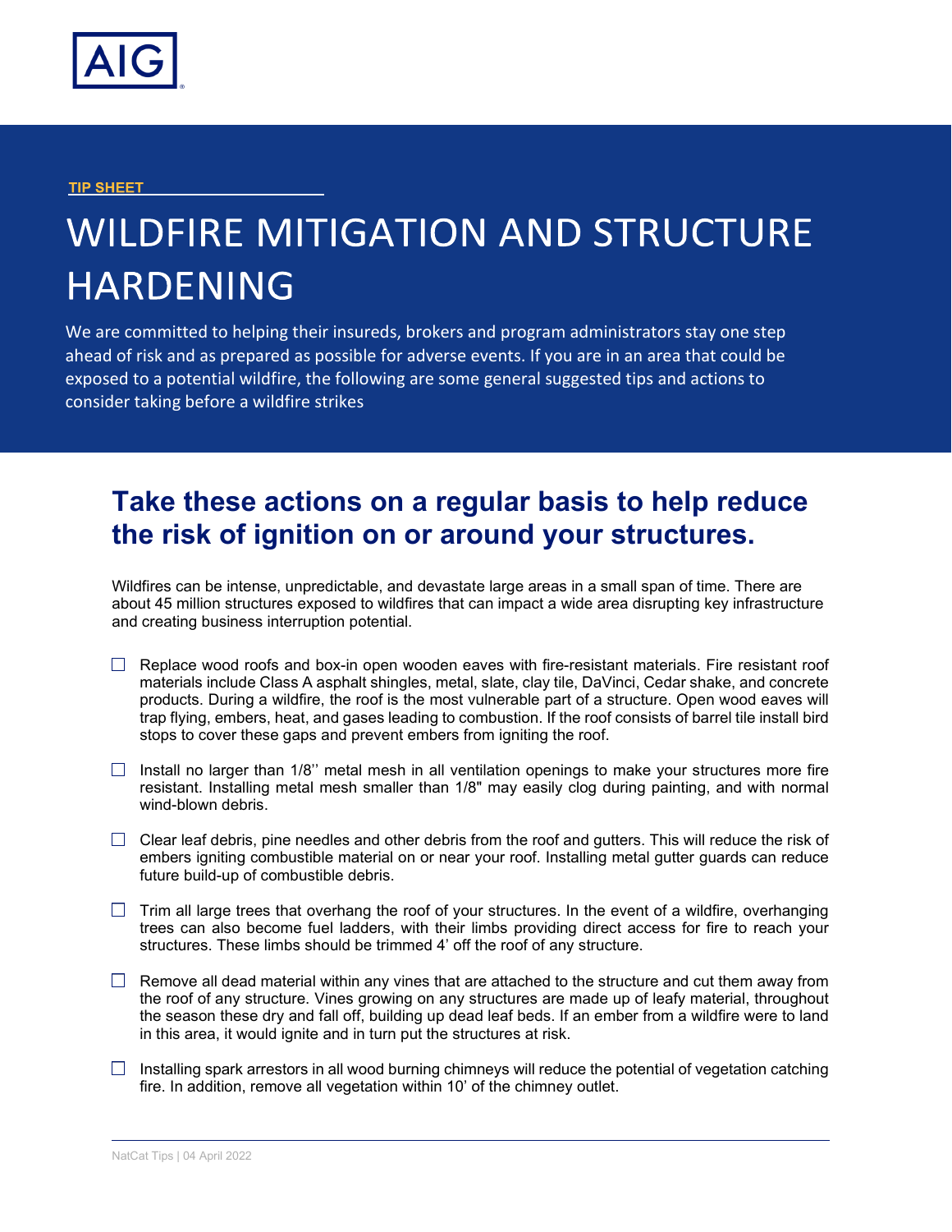AIG

TIP SHEET

# WILDFIRE MITIGATION AND STRUCTURE HARDENING

We are committed to helping their insureds, brokers and program administrators stay one step ahead of risk and as prepared as possible for adverse events. If you are in an area that could be exposed to a potential wildfire, the following are some general suggested tips and actions to consider taking before a wildfire strikes

## Take these actions on a regular basis to help reduce the risk of ignition on or around your structures.

Wildfires can be intense, unpredictable, and devastate large areas in a small span of time. There are about 45 million structures exposed to wildfires that can impact a wide area disrupting key infrastructure and creating business interruption potential.

- [ ] Replace wood roofs and box-in open wooden eaves with fire-resistant materials. Fire resistant roof materials include Class A asphalt shingles, metal, slate, clay tile, DaVinci, Cedar shake, and concrete products. During a wildfire, the roof is the most vulnerable part of a structure. Open wood eaves will trap flying, embers, heat, and gases leading to combustion. If the roof consists of barrel tile install bird stops to cover these gaps and prevent embers from igniting the roof.

- [ ] Install no larger than 1/8'' metal mesh in all ventilation openings to make your structures more fire resistant. Installing metal mesh smaller than 1/8" may easily clog during painting, and with normal wind-blown debris.

- [ ] Clear leaf debris, pine needles and other debris from the roof and gutters. This will reduce the risk of embers igniting combustible material on or near your roof. Installing metal gutter guards can reduce future build-up of combustible debris.

- [ ] Trim all large trees that overhang the roof of your structures. In the event of a wildfire, overhanging trees can also become fuel ladders, with their limbs providing direct access for fire to reach your structures. These limbs should be trimmed 4' off the roof of any structure.

- [ ] Remove all dead material within any vines that are attached to the structure and cut them away from the roof of any structure. Vines growing on any structures are made up of leafy material, throughout the season these dry and fall off, building up dead leaf beds. If an ember from a wildfire were to land in this area, it would ignite and in turn put the structures at risk.

- [ ] Installing spark arrestors in all wood burning chimneys will reduce the potential of vegetation catching fire. In addition, remove all vegetation within 10' of the chimney outlet.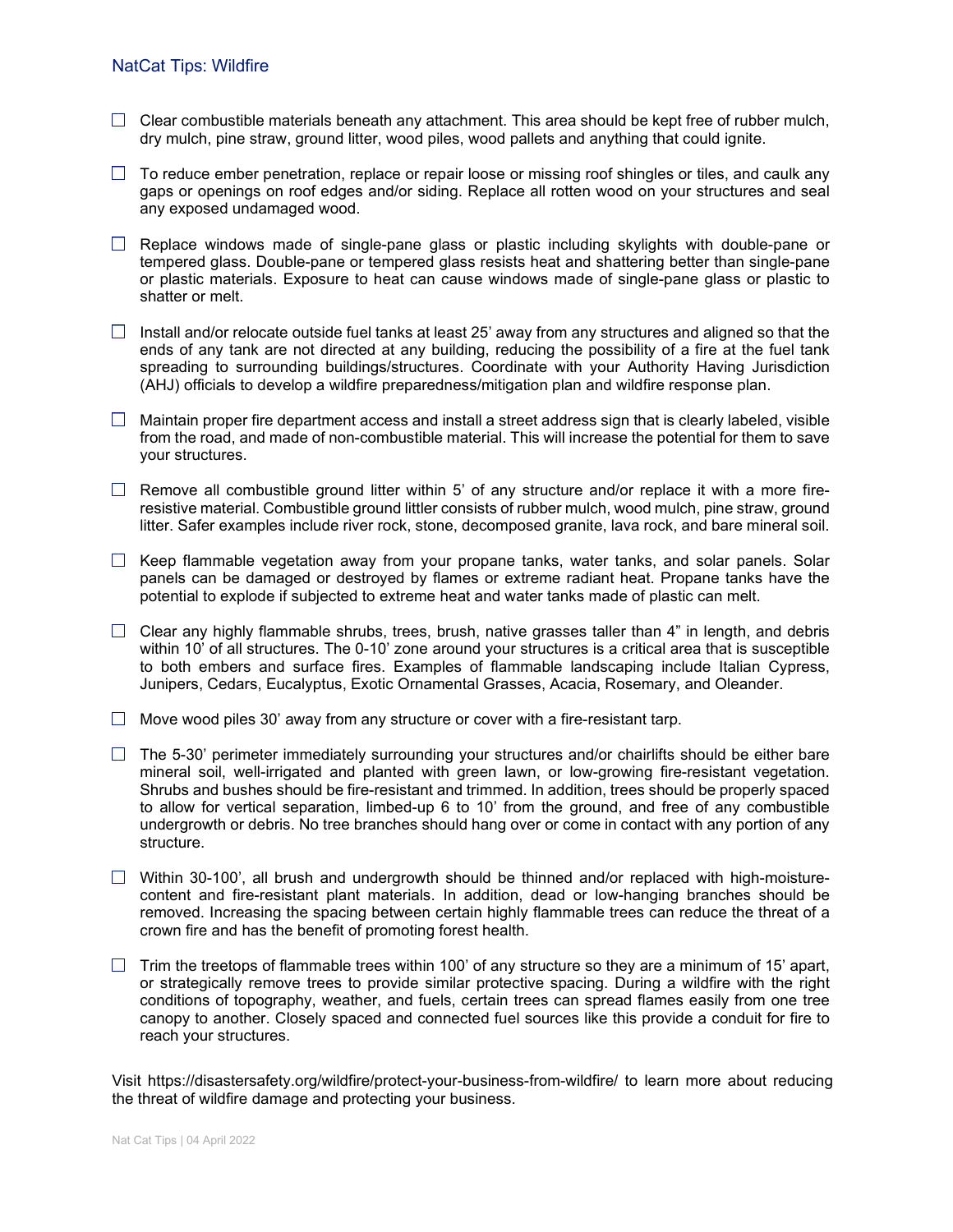- [ ] Clear combustible materials beneath any attachment. This area should be kept free of rubber mulch, dry mulch, pine straw, ground litter, wood piles, wood pallets and anything that could ignite.

- [ ] To reduce ember penetration, replace or repair loose or missing roof shingles or tiles, and caulk any gaps or openings on roof edges and/or siding. Replace all rotten wood on your structures and seal any exposed undamaged wood.

- [ ] Replace windows made of single-pane glass or plastic including skylights with double-pane or tempered glass. Double-pane or tempered glass resists heat and shattering better than single-pane or plastic materials. Exposure to heat can cause windows made of single-pane glass or plastic to shatter or melt.

- [ ] Install and/or relocate outside fuel tanks at least 25' away from any structures and aligned so that the ends of any tank are not directed at any building, reducing the possibility of a fire at the fuel tank spreading to surrounding buildings/structures. Coordinate with your Authority Having Jurisdiction (AHJ) officials to develop a wildfire preparedness/mitigation plan and wildfire response plan.

- [ ] Maintain proper fire department access and install a street address sign that is clearly labeled, visible from the road, and made of non-combustible material. This will increase the potential for them to save your structures.

- [ ] Remove all combustible ground litter within 5' of any structure and/or replace it with a more fire-resistive material. Combustible ground littler consists of rubber mulch, wood mulch, pine straw, ground litter. Safer examples include river rock, stone, decomposed granite, lava rock, and bare mineral soil.

- [ ] Keep flammable vegetation away from your propane tanks, water tanks, and solar panels. Solar panels can be damaged or destroyed by flames or extreme radiant heat. Propane tanks have the potential to explode if subjected to extreme heat and water tanks made of plastic can melt.

- [ ] Clear any highly flammable shrubs, trees, brush, native grasses taller than 4" in length, and debris within 10' of all structures. The 0-10' zone around your structures is a critical area that is susceptible to both embers and surface fires. Examples of flammable landscaping include Italian Cypress, Junipers, Cedars, Eucalyptus, Exotic Ornamental Grasses, Acacia, Rosemary, and Oleander.

- [ ] Move wood piles 30' away from any structure or cover with a fire-resistant tarp.

- [ ] The 5-30' perimeter immediately surrounding your structures and/or chairlifts should be either bare mineral soil, well-irrigated and planted with green lawn, or low-growing fire-resistant vegetation. Shrubs and bushes should be fire-resistant and trimmed. In addition, trees should be properly spaced to allow for vertical separation, limbed-up 6 to 10' from the ground, and free of any combustible undergrowth or debris. No tree branches should hang over or come in contact with any portion of any structure.

- [ ] Within 30-100', all brush and undergrowth should be thinned and/or replaced with high-moisture-content and fire-resistant plant materials. In addition, dead or low-hanging branches should be removed. Increasing the spacing between certain highly flammable trees can reduce the threat of a crown fire and has the benefit of promoting forest health.

- [ ] Trim the treetops of flammable trees within 100' of any structure so they are a minimum of 15' apart, or strategically remove trees to provide similar protective spacing. During a wildfire with the right conditions of topography, weather, and fuels, certain trees can spread flames easily from one tree canopy to another. Closely spaced and connected fuel sources like this provide a conduit for fire to reach your structures.

Visit https://disastersafety.org/wildfire/protect-your-business-from-wildfire/ to learn more about reducing the threat of wildfire damage and protecting your business.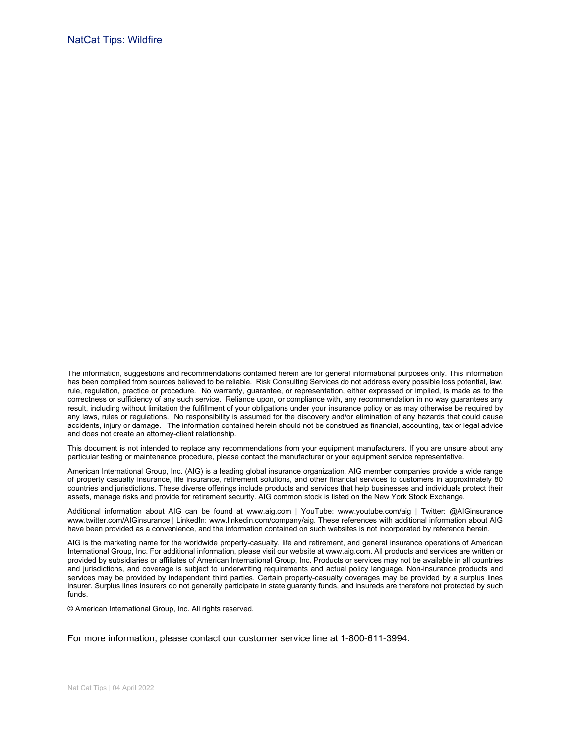The information, suggestions and recommendations contained herein are for general informational purposes only. This information has been compiled from sources believed to be reliable. Risk Consulting Services do not address every possible loss potential, law, rule, regulation, practice or procedure. No warranty, guarantee, or representation, either expressed or implied, is made as to the correctness or sufficiency of any such service. Reliance upon, or compliance with, any recommendation in no way guarantees any result, including without limitation the fulfillment of your obligations under your insurance policy or as may otherwise be required by any laws, rules or regulations. No responsibility is assumed for the discovery and/or elimination of any hazards that could cause accidents, injury or damage. The information contained herein should not be construed as financial, accounting, tax or legal advice and does not create an attorney-client relationship.

This document is not intended to replace any recommendations from your equipment manufacturers. If you are unsure about any particular testing or maintenance procedure, please contact the manufacturer or your equipment service representative.

American International Group, Inc. (AIG) is a leading global insurance organization. AIG member companies provide a wide range of property casualty insurance, life insurance, retirement solutions, and other financial services to customers in approximately 80 countries and jurisdictions. These diverse offerings include products and services that help businesses and individuals protect their assets, manage risks and provide for retirement security. AIG common stock is listed on the New York Stock Exchange.

Additional information about AIG can be found at www.aig.com | YouTube: www.youtube.com/aig | Twitter: @AIGinsurance www.twitter.com/AIGinsurance | LinkedIn: www.linkedin.com/company/aig. These references with additional information about AIG have been provided as a convenience, and the information contained on such websites is not incorporated by reference herein.

AIG is the marketing name for the worldwide property-casualty, life and retirement, and general insurance operations of American International Group, Inc. For additional information, please visit our website at www.aig.com. All products and services are written or provided by subsidiaries or affiliates of American International Group, Inc. Products or services may not be available in all countries and jurisdictions, and coverage is subject to underwriting requirements and actual policy language. Non-insurance products and services may be provided by independent third parties. Certain property-casualty coverages may be provided by a surplus lines insurer. Surplus lines insurers do not generally participate in state guaranty funds, and insureds are therefore not protected by such funds.

© American International Group, Inc. All rights reserved.

For more information, please contact our customer service line at 1-800-611-3994.